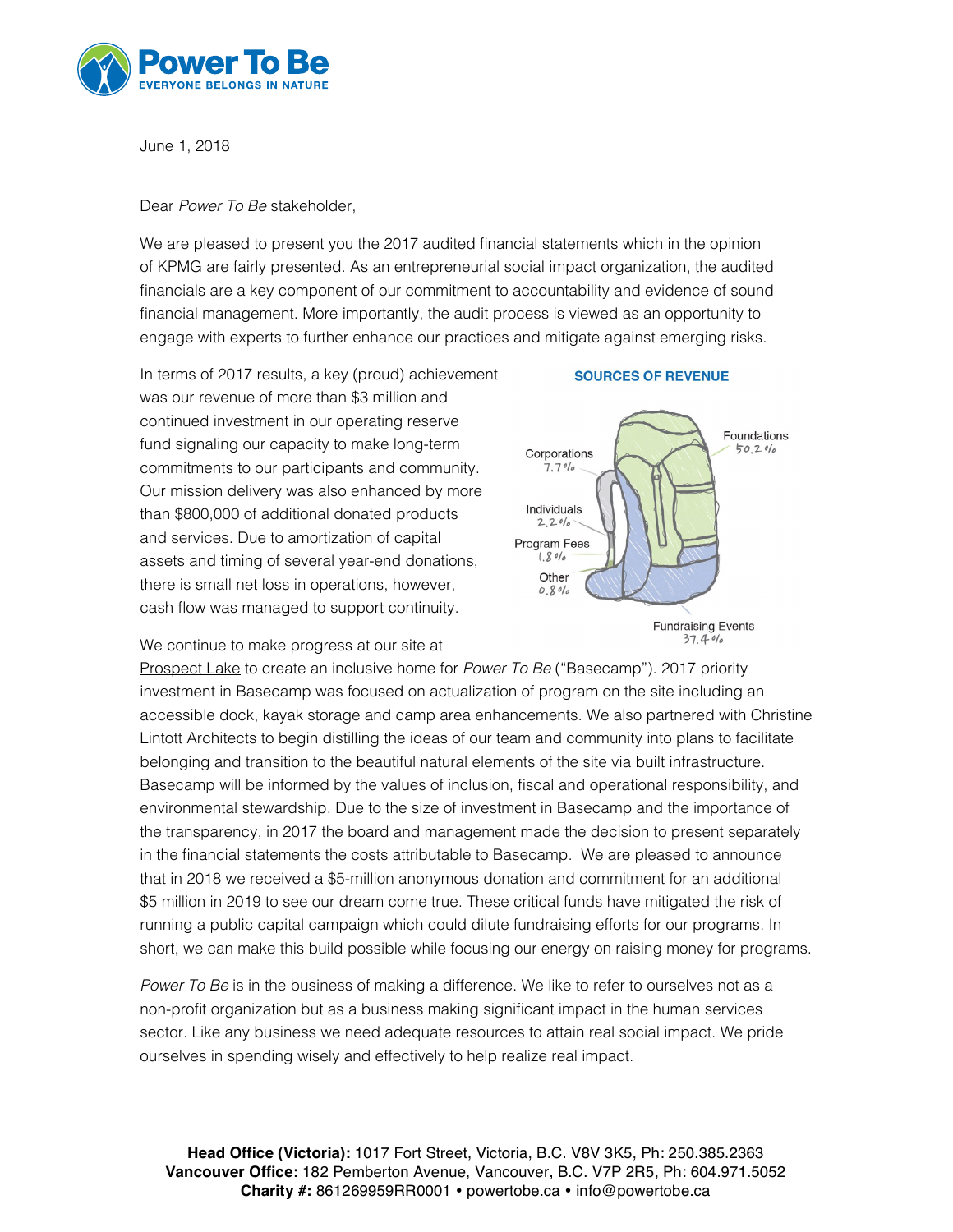June 1, 2018

Dear *Power To Be* stakeholder,

We are pleased to present you the 2017 audited financial statements which in the opinion of KPMG are fairly presented. As an entrepreneurial social impact organization, the audited financials are a key component of our commitment to accountability and evidence of sound financial management. More importantly, the audit process is viewed as an opportunity to engage with experts to further enhance our practices and mitigate against emerging risks.

In terms of 2017 results, a key (proud) achievement was our revenue of more than $3 million and continued investment in our operating reserve fund signaling our capacity to make long-term commitments to our participants and community. Our mission delivery was also enhanced by more than $800,000 of additional donated products and services. Due to amortization of capital assets and timing of several year-end donations, there is small net loss in operations, however, cash flow was managed to support continuity.

**SOURCES OF REVENUE**

- Foundations 50.2%
- Corporations 7.7%
- Individuals 2.2%
- Program Fees 1.8%
- Other 0.8%
- Fundraising Events 37.4%

We continue to make progress at our site at Prospect Lake to create an inclusive home for *Power To Be* ("Basecamp"). 2017 priority investment in Basecamp was focused on actualization of program on the site including an accessible dock, kayak storage and camp area enhancements. We also partnered with Christine Lintott Architects to begin distilling the ideas of our team and community into plans to facilitate belonging and transition to the beautiful natural elements of the site via built infrastructure. Basecamp will be informed by the values of inclusion, fiscal and operational responsibility, and environmental stewardship. Due to the size of investment in Basecamp and the importance of the transparency, in 2017 the board and management made the decision to present separately in the financial statements the costs attributable to Basecamp. We are pleased to announce that in 2018 we received a $5-million anonymous donation and commitment for an additional $5 million in 2019 to see our dream come true. These critical funds have mitigated the risk of running a public capital campaign which could dilute fundraising efforts for our programs. In short, we can make this build possible while focusing our energy on raising money for programs.

*Power To Be* is in the business of making a difference. We like to refer to ourselves not as a non-profit organization but as a business making significant impact in the human services sector. Like any business we need adequate resources to attain real social impact. We pride ourselves in spending wisely and effectively to help realize real impact.

**Head Office (Victoria):** 1017 Fort Street, Victoria, B.C. V8V 3K5, Ph: 250.385.2363
**Vancouver Office:** 182 Pemberton Avenue, Vancouver, B.C. V7P 2R5, Ph: 604.971.5052
**Charity #:** 861269959RR0001 • powertobe.ca • info@powertobe.ca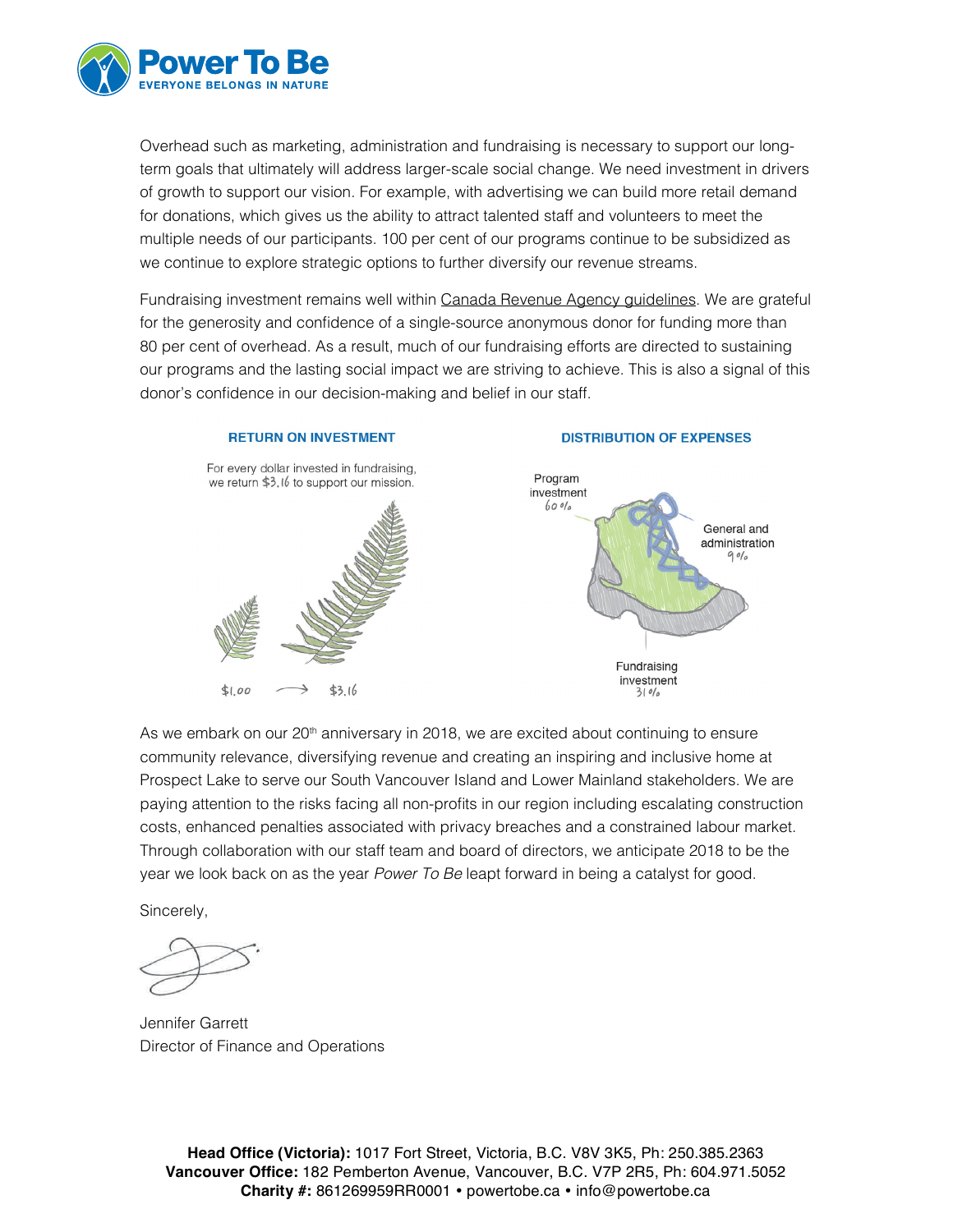Overhead such as marketing, administration and fundraising is necessary to support our long-term goals that ultimately will address larger-scale social change. We need investment in drivers of growth to support our vision. For example, with advertising we can build more retail demand for donations, which gives us the ability to attract talented staff and volunteers to meet the multiple needs of our participants. 100 per cent of our programs continue to be subsidized as we continue to explore strategic options to further diversify our revenue streams.

Fundraising investment remains well within Canada Revenue Agency guidelines. We are grateful for the generosity and confidence of a single-source anonymous donor for funding more than 80 per cent of overhead. As a result, much of our fundraising efforts are directed to sustaining our programs and the lasting social impact we are striving to achieve. This is also a signal of this donor's confidence in our decision-making and belief in our staff.

**RETURN ON INVESTMENT**

For every dollar invested in fundraising, we return $3.16 to support our mission.

$1.00 → $3.16

**DISTRIBUTION OF EXPENSES**

- Program investment 60%
- General and administration 9%
- Fundraising investment 31%

As we embark on our 20th anniversary in 2018, we are excited about continuing to ensure community relevance, diversifying revenue and creating an inspiring and inclusive home at Prospect Lake to serve our South Vancouver Island and Lower Mainland stakeholders. We are paying attention to the risks facing all non-profits in our region including escalating construction costs, enhanced penalties associated with privacy breaches and a constrained labour market. Through collaboration with our staff team and board of directors, we anticipate 2018 to be the year we look back on as the year *Power To Be* leapt forward in being a catalyst for good.

Sincerely,

Jennifer Garrett
Director of Finance and Operations

**Head Office (Victoria):** 1017 Fort Street, Victoria, B.C. V8V 3K5, Ph: 250.385.2363
**Vancouver Office:** 182 Pemberton Avenue, Vancouver, B.C. V7P 2R5, Ph: 604.971.5052
**Charity #:** 861269959RR0001 • powertobe.ca • info@powertobe.ca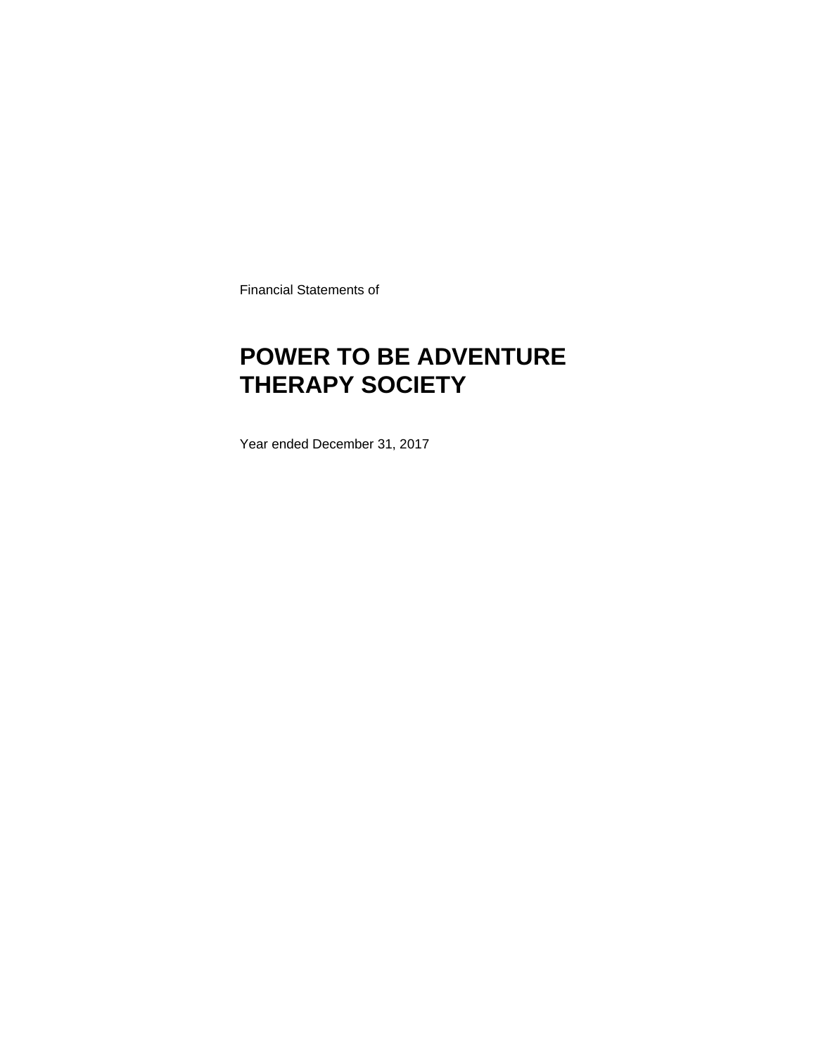Financial Statements of

# POWER TO BE ADVENTURE THERAPY SOCIETY

Year ended December 31, 2017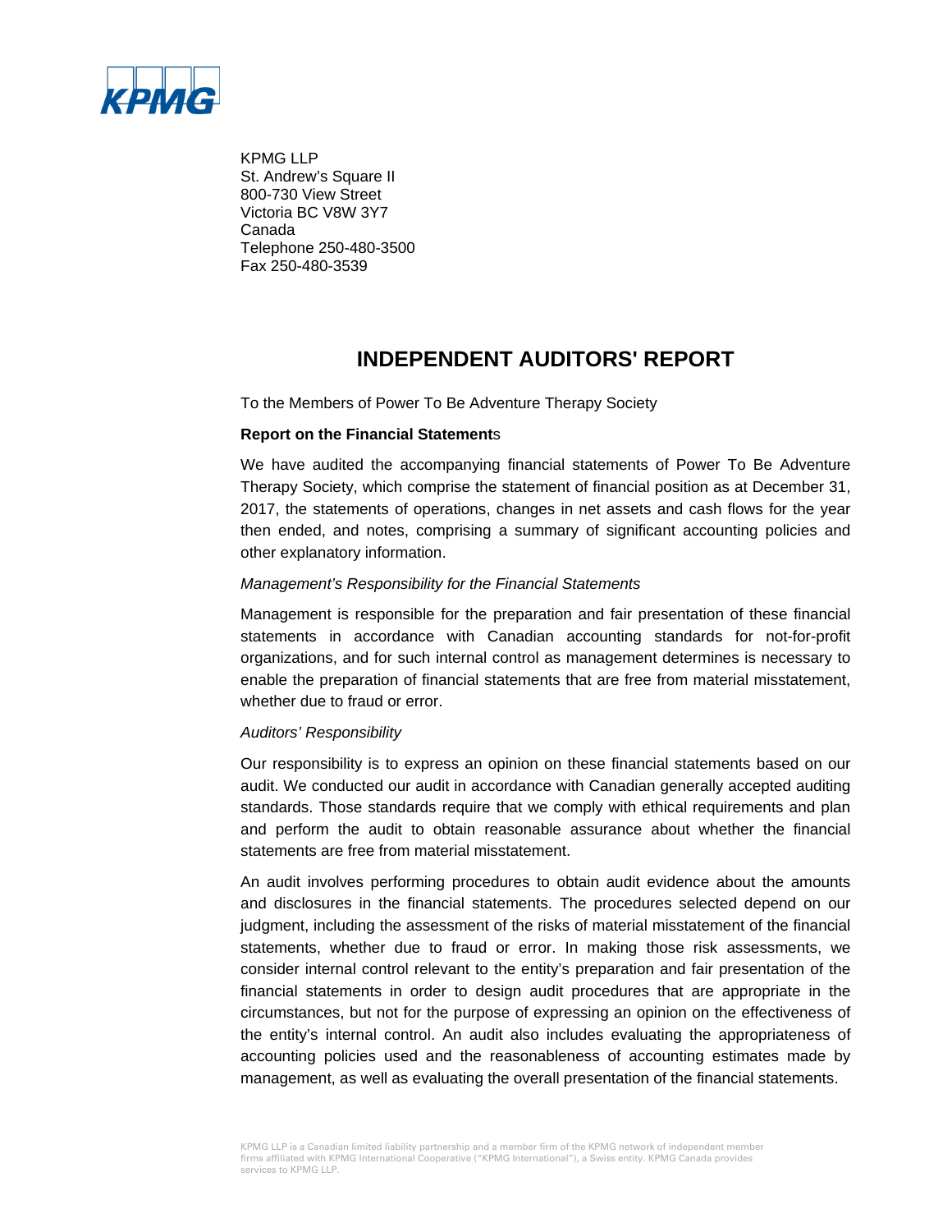KPMG LLP
St. Andrew's Square II
800-730 View Street
Victoria BC V8W 3Y7
Canada
Telephone 250-480-3500
Fax 250-480-3539

# INDEPENDENT AUDITORS' REPORT

To the Members of Power To Be Adventure Therapy Society

**Report on the Financial Statements**

We have audited the accompanying financial statements of Power To Be Adventure Therapy Society, which comprise the statement of financial position as at December 31, 2017, the statements of operations, changes in net assets and cash flows for the year then ended, and notes, comprising a summary of significant accounting policies and other explanatory information.

*Management's Responsibility for the Financial Statements*

Management is responsible for the preparation and fair presentation of these financial statements in accordance with Canadian accounting standards for not-for-profit organizations, and for such internal control as management determines is necessary to enable the preparation of financial statements that are free from material misstatement, whether due to fraud or error.

*Auditors' Responsibility*

Our responsibility is to express an opinion on these financial statements based on our audit. We conducted our audit in accordance with Canadian generally accepted auditing standards. Those standards require that we comply with ethical requirements and plan and perform the audit to obtain reasonable assurance about whether the financial statements are free from material misstatement.

An audit involves performing procedures to obtain audit evidence about the amounts and disclosures in the financial statements. The procedures selected depend on our judgment, including the assessment of the risks of material misstatement of the financial statements, whether due to fraud or error. In making those risk assessments, we consider internal control relevant to the entity's preparation and fair presentation of the financial statements in order to design audit procedures that are appropriate in the circumstances, but not for the purpose of expressing an opinion on the effectiveness of the entity's internal control. An audit also includes evaluating the appropriateness of accounting policies used and the reasonableness of accounting estimates made by management, as well as evaluating the overall presentation of the financial statements.

KPMG LLP is a Canadian limited liability partnership and a member firm of the KPMG network of independent member firms affiliated with KPMG International Cooperative ("KPMG International"), a Swiss entity. KPMG Canada provides services to KPMG LLP.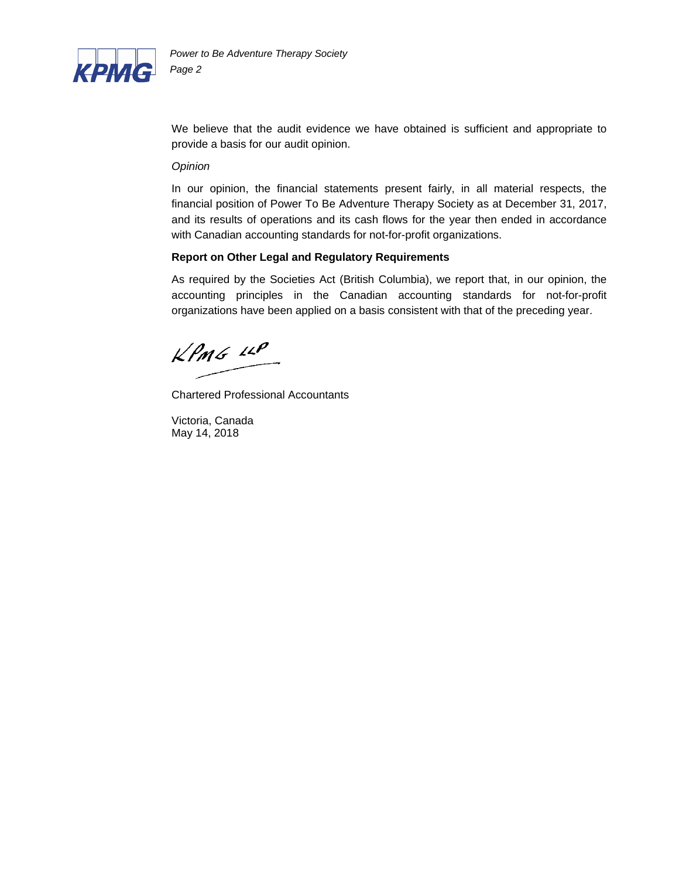We believe that the audit evidence we have obtained is sufficient and appropriate to provide a basis for our audit opinion.

*Opinion*

In our opinion, the financial statements present fairly, in all material respects, the financial position of Power To Be Adventure Therapy Society as at December 31, 2017, and its results of operations and its cash flows for the year then ended in accordance with Canadian accounting standards for not-for-profit organizations.

**Report on Other Legal and Regulatory Requirements**

As required by the Societies Act (British Columbia), we report that, in our opinion, the accounting principles in the Canadian accounting standards for not-for-profit organizations have been applied on a basis consistent with that of the preceding year.

KPMG LLP

Chartered Professional Accountants

Victoria, Canada
May 14, 2018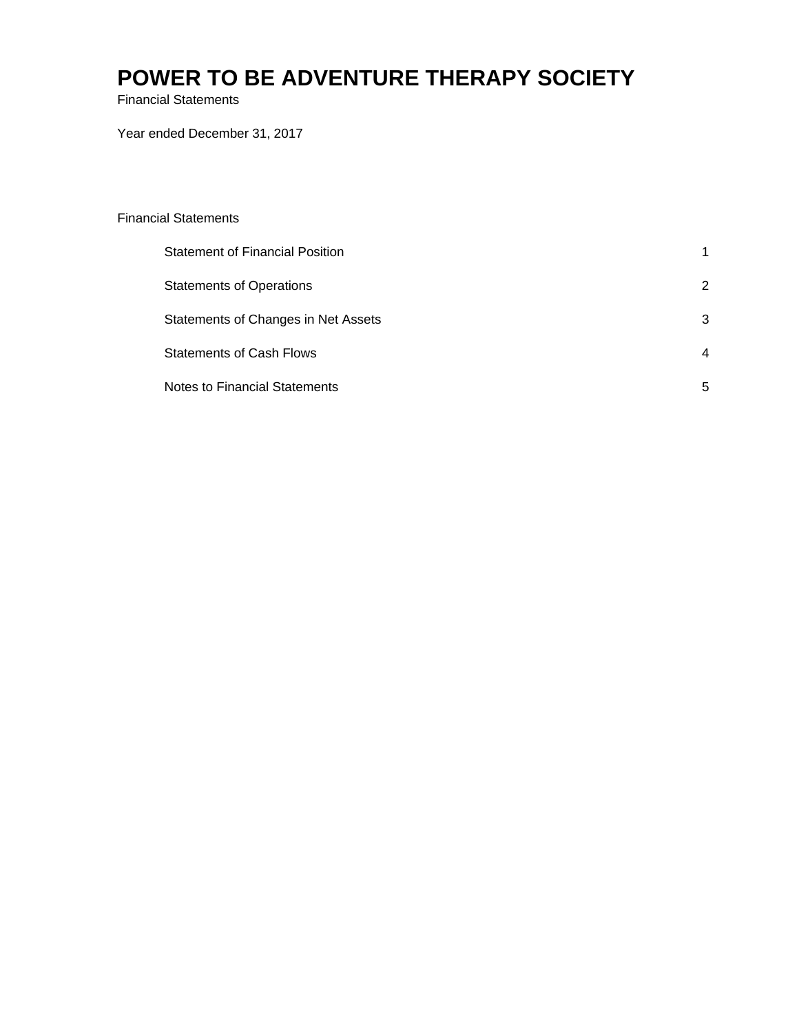# POWER TO BE ADVENTURE THERAPY SOCIETY

Financial Statements

Year ended December 31, 2017

Financial Statements

| | |
|---|---|
| Statement of Financial Position | 1 |
| Statements of Operations | 2 |
| Statements of Changes in Net Assets | 3 |
| Statements of Cash Flows | 4 |
| Notes to Financial Statements | 5 |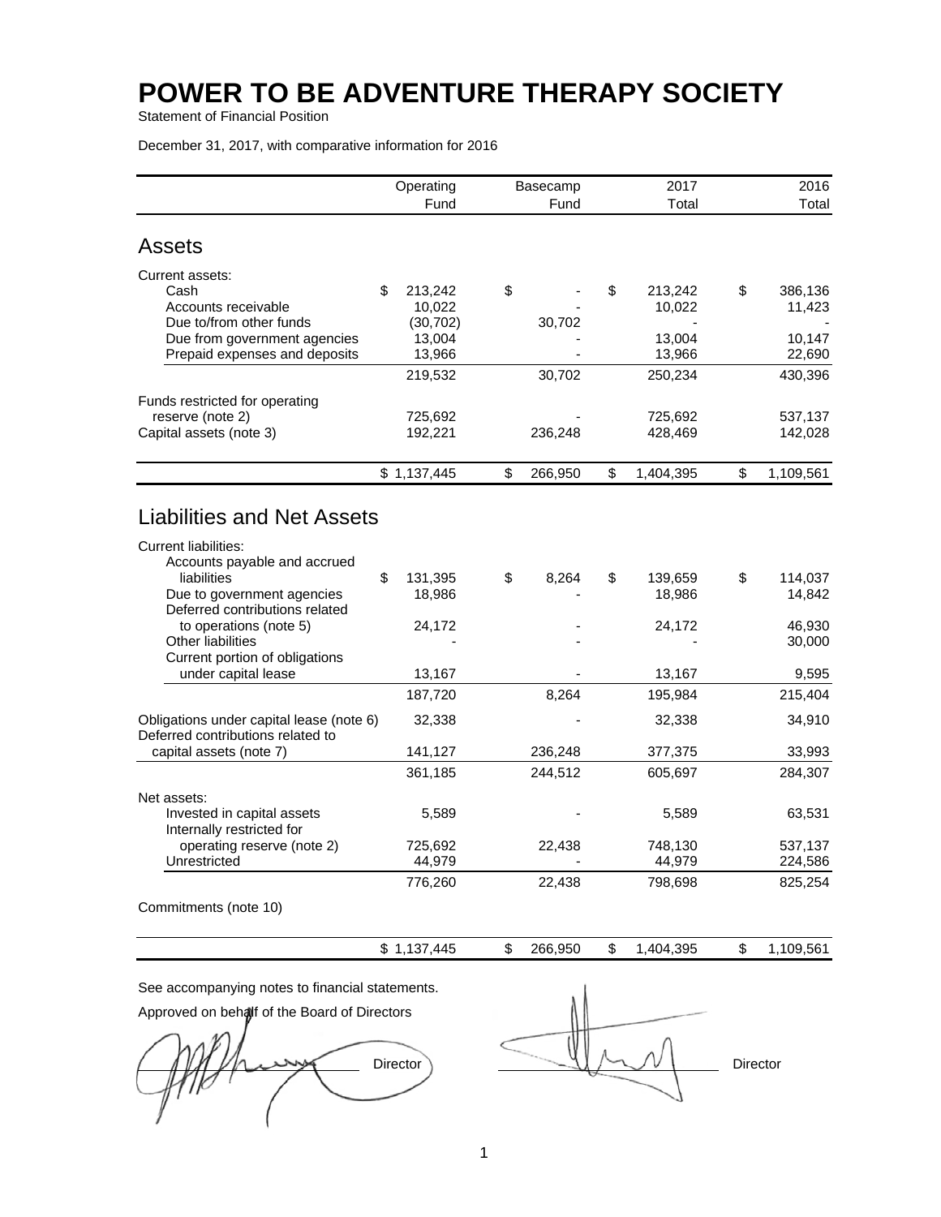# POWER TO BE ADVENTURE THERAPY SOCIETY

Statement of Financial Position

December 31, 2017, with comparative information for 2016

| | Operating Fund | Basecamp Fund | 2017 Total | 2016 Total |
|---|---|---|---|---|
| **Assets** | | | | |
| Current assets: | | | | |
| Cash | $ 213,242 | $ - | $ 213,242 | $ 386,136 |
| Accounts receivable | 10,022 | - | 10,022 | 11,423 |
| Due to/from other funds | (30,702) | 30,702 | - | - |
| Due from government agencies | 13,004 | - | 13,004 | 10,147 |
| Prepaid expenses and deposits | 13,966 | - | 13,966 | 22,690 |
| | 219,532 | 30,702 | 250,234 | 430,396 |
| Funds restricted for operating reserve (note 2) | 725,692 | - | 725,692 | 537,137 |
| Capital assets (note 3) | 192,221 | 236,248 | 428,469 | 142,028 |
| | $ 1,137,445 | $ 266,950 | $ 1,404,395 | $ 1,109,561 |
| **Liabilities and Net Assets** | | | | |
| Current liabilities: | | | | |
| Accounts payable and accrued liabilities | $ 131,395 | $ 8,264 | $ 139,659 | $ 114,037 |
| Due to government agencies | 18,986 | - | 18,986 | 14,842 |
| Deferred contributions related to operations (note 5) | 24,172 | - | 24,172 | 46,930 |
| Other liabilities | - | - | - | 30,000 |
| Current portion of obligations under capital lease | 13,167 | - | 13,167 | 9,595 |
| | 187,720 | 8,264 | 195,984 | 215,404 |
| Obligations under capital lease (note 6) | 32,338 | - | 32,338 | 34,910 |
| Deferred contributions related to capital assets (note 7) | 141,127 | 236,248 | 377,375 | 33,993 |
| | 361,185 | 244,512 | 605,697 | 284,307 |
| Net assets: | | | | |
| Invested in capital assets | 5,589 | - | 5,589 | 63,531 |
| Internally restricted for operating reserve (note 2) | 725,692 | 22,438 | 748,130 | 537,137 |
| Unrestricted | 44,979 | - | 44,979 | 224,586 |
| | 776,260 | 22,438 | 798,698 | 825,254 |
| Commitments (note 10) | | | | |
| | $ 1,137,445 | $ 266,950 | $ 1,404,395 | $ 1,109,561 |

See accompanying notes to financial statements.

Approved on behalf of the Board of Directors

_________________ Director &nbsp;&nbsp;&nbsp;&nbsp; _________________ Director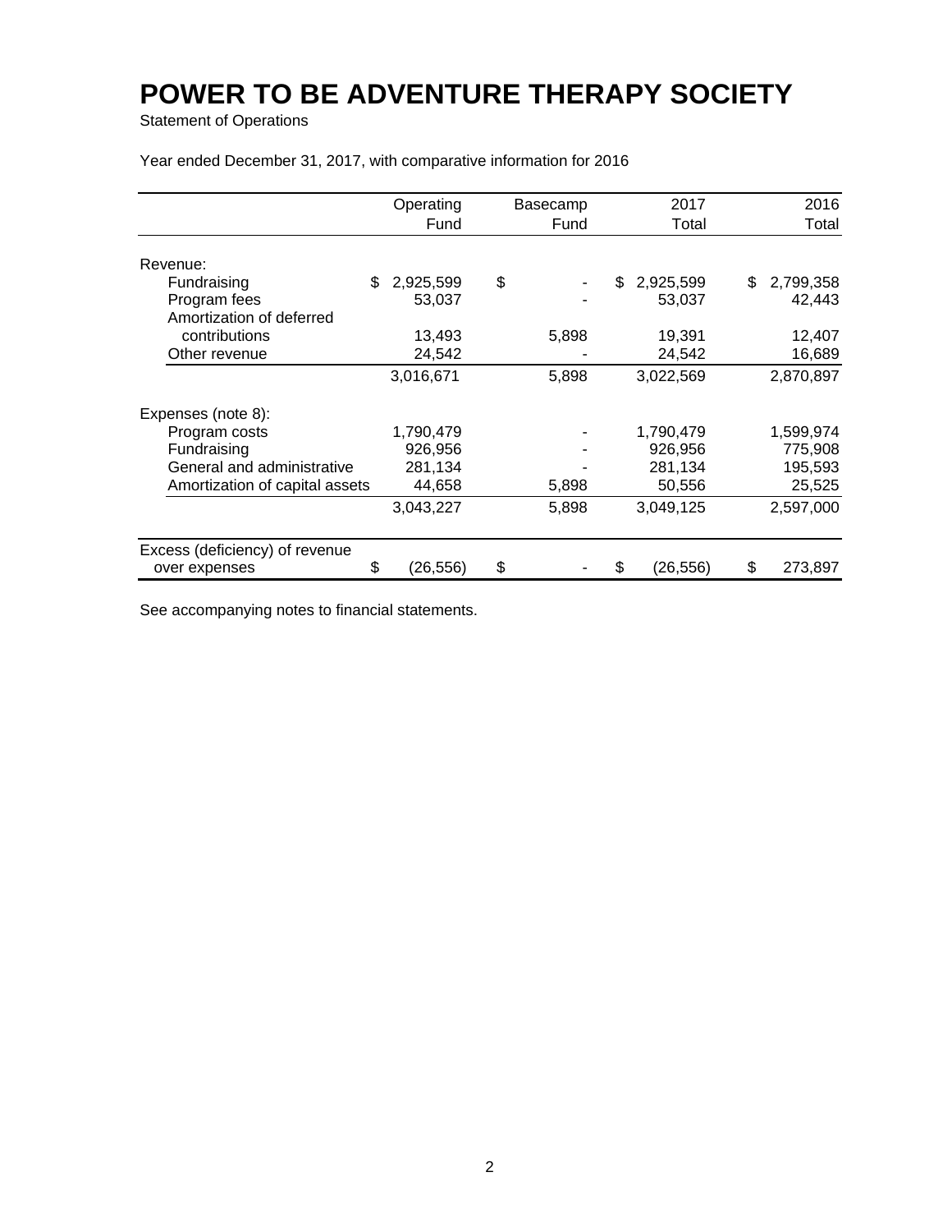# POWER TO BE ADVENTURE THERAPY SOCIETY

Statement of Operations

Year ended December 31, 2017, with comparative information for 2016

| | Operating Fund | Basecamp Fund | 2017 Total | 2016 Total |
|---|---|---|---|---|
| Revenue: | | | | |
| Fundraising | $ 2,925,599 | $ - | $ 2,925,599 | $ 2,799,358 |
| Program fees | 53,037 | - | 53,037 | 42,443 |
| Amortization of deferred contributions | 13,493 | 5,898 | 19,391 | 12,407 |
| Other revenue | 24,542 | - | 24,542 | 16,689 |
| | 3,016,671 | 5,898 | 3,022,569 | 2,870,897 |
| Expenses (note 8): | | | | |
| Program costs | 1,790,479 | - | 1,790,479 | 1,599,974 |
| Fundraising | 926,956 | - | 926,956 | 775,908 |
| General and administrative | 281,134 | - | 281,134 | 195,593 |
| Amortization of capital assets | 44,658 | 5,898 | 50,556 | 25,525 |
| | 3,043,227 | 5,898 | 3,049,125 | 2,597,000 |
| Excess (deficiency) of revenue over expenses | $ (26,556) | $ - | $ (26,556) | $ 273,897 |

See accompanying notes to financial statements.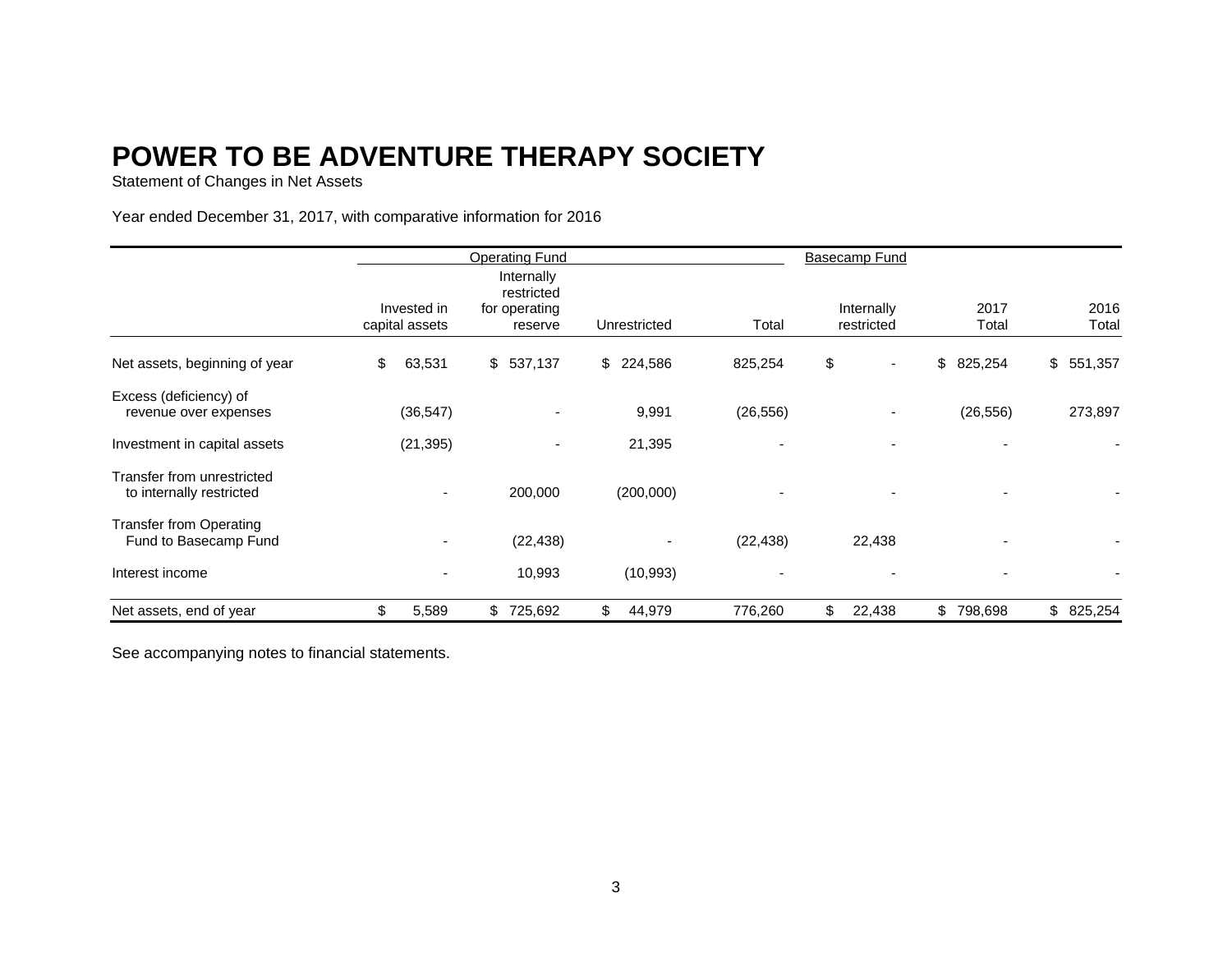# POWER TO BE ADVENTURE THERAPY SOCIETY

Statement of Changes in Net Assets

Year ended December 31, 2017, with comparative information for 2016

| | Operating Fund | | | | Basecamp Fund | | |
|---|---|---|---|---|---|---|---|
| | Invested in capital assets | Internally restricted for operating reserve | Unrestricted | Total | Internally restricted | 2017 Total | 2016 Total |
| Net assets, beginning of year | $ 63,531 | $ 537,137 | $ 224,586 | 825,254 | $ - | $ 825,254 | $ 551,357 |
| Excess (deficiency) of revenue over expenses | (36,547) | - | 9,991 | (26,556) | - | (26,556) | 273,897 |
| Investment in capital assets | (21,395) | - | 21,395 | - | - | - | - |
| Transfer from unrestricted to internally restricted | - | 200,000 | (200,000) | - | - | - | - |
| Transfer from Operating Fund to Basecamp Fund | - | (22,438) | - | (22,438) | 22,438 | - | - |
| Interest income | - | 10,993 | (10,993) | - | - | - | - |
| Net assets, end of year | $ 5,589 | $ 725,692 | $ 44,979 | 776,260 | $ 22,438 | $ 798,698 | $ 825,254 |

See accompanying notes to financial statements.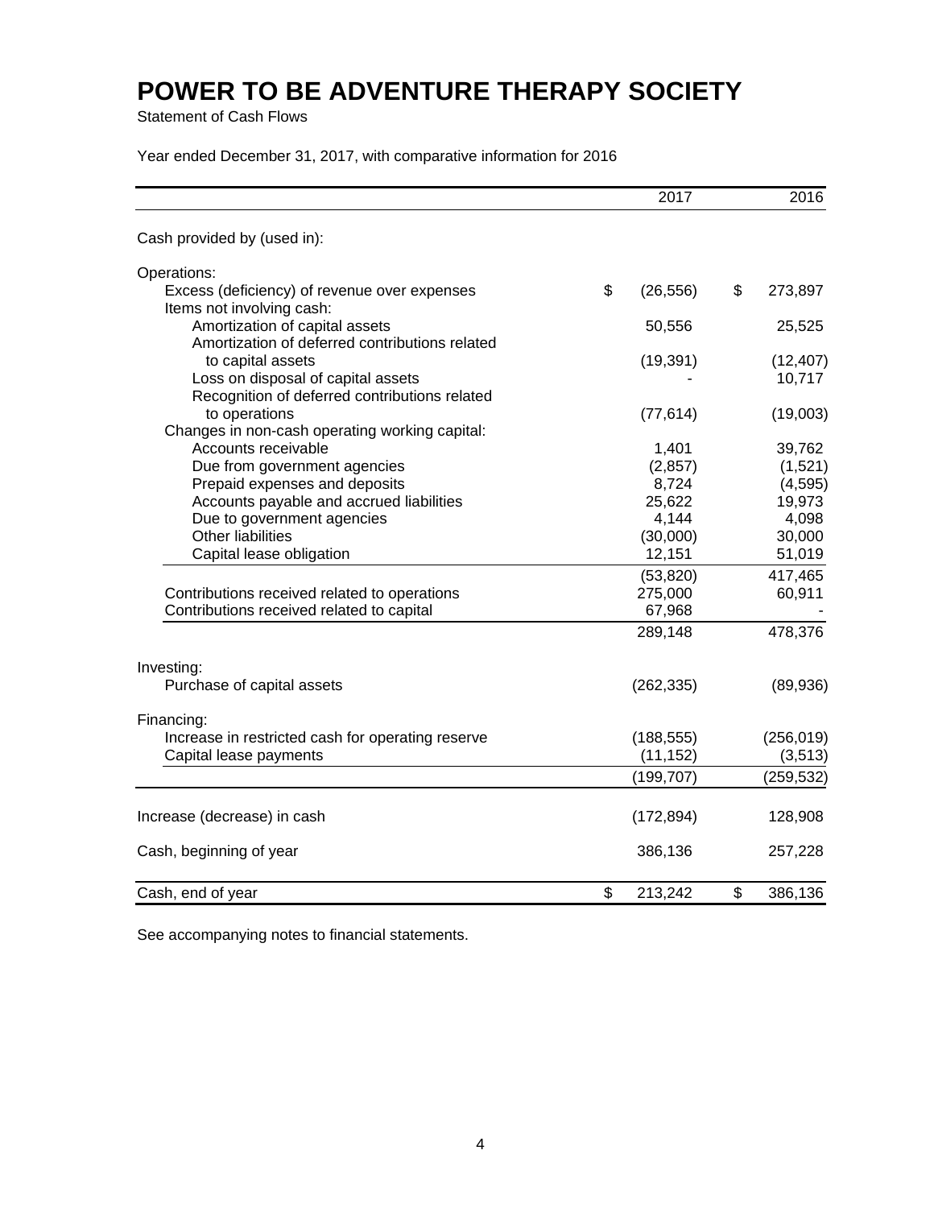# POWER TO BE ADVENTURE THERAPY SOCIETY

Statement of Cash Flows

Year ended December 31, 2017, with comparative information for 2016

| | 2017 | 2016 |
|---|---|---|
| Cash provided by (used in): | | |
| Operations: | | |
| Excess (deficiency) of revenue over expenses | $ (26,556) | $ 273,897 |
| Items not involving cash: | | |
| Amortization of capital assets | 50,556 | 25,525 |
| Amortization of deferred contributions related to capital assets | (19,391) | (12,407) |
| Loss on disposal of capital assets | - | 10,717 |
| Recognition of deferred contributions related to operations | (77,614) | (19,003) |
| Changes in non-cash operating working capital: | | |
| Accounts receivable | 1,401 | 39,762 |
| Due from government agencies | (2,857) | (1,521) |
| Prepaid expenses and deposits | 8,724 | (4,595) |
| Accounts payable and accrued liabilities | 25,622 | 19,973 |
| Due to government agencies | 4,144 | 4,098 |
| Other liabilities | (30,000) | 30,000 |
| Capital lease obligation | 12,151 | 51,019 |
| | (53,820) | 417,465 |
| Contributions received related to operations | 275,000 | 60,911 |
| Contributions received related to capital | 67,968 | - |
| | 289,148 | 478,376 |
| Investing: | | |
| Purchase of capital assets | (262,335) | (89,936) |
| Financing: | | |
| Increase in restricted cash for operating reserve | (188,555) | (256,019) |
| Capital lease payments | (11,152) | (3,513) |
| | (199,707) | (259,532) |
| Increase (decrease) in cash | (172,894) | 128,908 |
| Cash, beginning of year | 386,136 | 257,228 |
| Cash, end of year | $ 213,242 | $ 386,136 |

See accompanying notes to financial statements.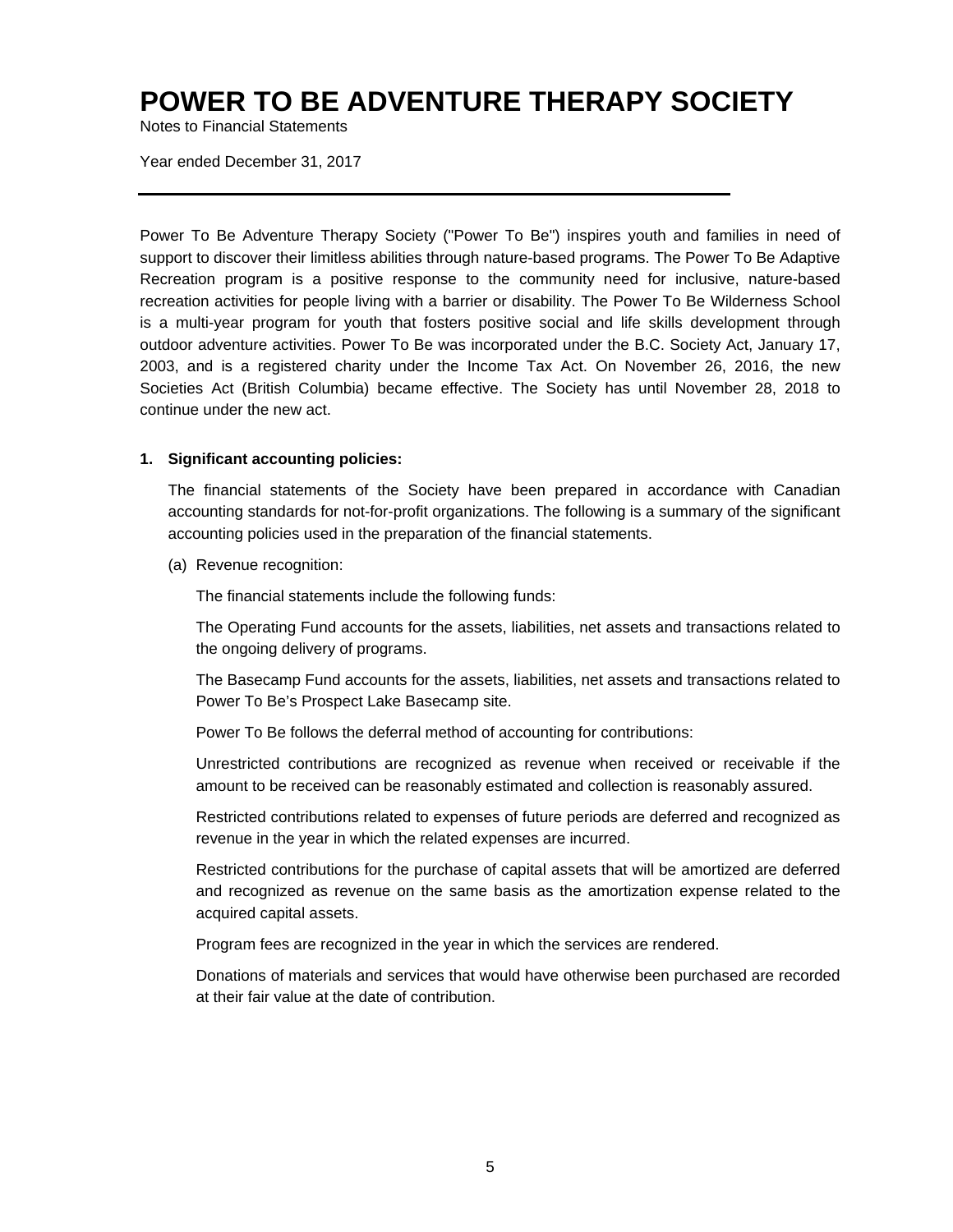# POWER TO BE ADVENTURE THERAPY SOCIETY

Notes to Financial Statements

Year ended December 31, 2017

---

Power To Be Adventure Therapy Society ("Power To Be") inspires youth and families in need of support to discover their limitless abilities through nature-based programs. The Power To Be Adaptive Recreation program is a positive response to the community need for inclusive, nature-based recreation activities for people living with a barrier or disability. The Power To Be Wilderness School is a multi-year program for youth that fosters positive social and life skills development through outdoor adventure activities. Power To Be was incorporated under the B.C. Society Act, January 17, 2003, and is a registered charity under the Income Tax Act. On November 26, 2016, the new Societies Act (British Columbia) became effective. The Society has until November 28, 2018 to continue under the new act.

**1. Significant accounting policies:**

The financial statements of the Society have been prepared in accordance with Canadian accounting standards for not-for-profit organizations. The following is a summary of the significant accounting policies used in the preparation of the financial statements.

(a) Revenue recognition:

The financial statements include the following funds:

The Operating Fund accounts for the assets, liabilities, net assets and transactions related to the ongoing delivery of programs.

The Basecamp Fund accounts for the assets, liabilities, net assets and transactions related to Power To Be's Prospect Lake Basecamp site.

Power To Be follows the deferral method of accounting for contributions:

Unrestricted contributions are recognized as revenue when received or receivable if the amount to be received can be reasonably estimated and collection is reasonably assured.

Restricted contributions related to expenses of future periods are deferred and recognized as revenue in the year in which the related expenses are incurred.

Restricted contributions for the purchase of capital assets that will be amortized are deferred and recognized as revenue on the same basis as the amortization expense related to the acquired capital assets.

Program fees are recognized in the year in which the services are rendered.

Donations of materials and services that would have otherwise been purchased are recorded at their fair value at the date of contribution.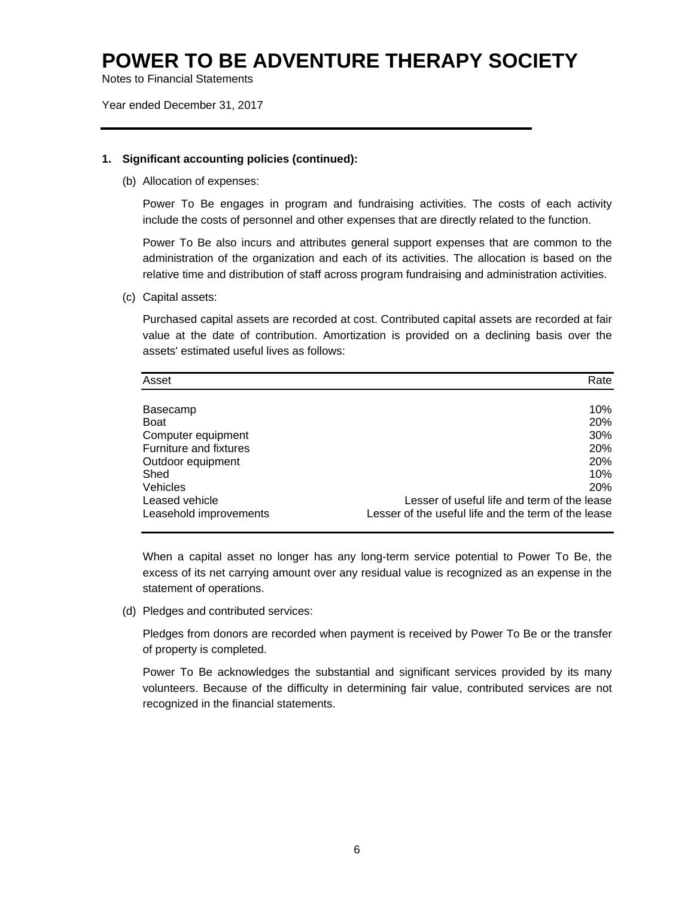# POWER TO BE ADVENTURE THERAPY SOCIETY

Notes to Financial Statements

Year ended December 31, 2017

## 1. Significant accounting policies (continued):

(b) Allocation of expenses:

Power To Be engages in program and fundraising activities. The costs of each activity include the costs of personnel and other expenses that are directly related to the function.

Power To Be also incurs and attributes general support expenses that are common to the administration of the organization and each of its activities. The allocation is based on the relative time and distribution of staff across program fundraising and administration activities.

(c) Capital assets:

Purchased capital assets are recorded at cost. Contributed capital assets are recorded at fair value at the date of contribution. Amortization is provided on a declining basis over the assets' estimated useful lives as follows:

| Asset | Rate |
|---|---|
| Basecamp | 10% |
| Boat | 20% |
| Computer equipment | 30% |
| Furniture and fixtures | 20% |
| Outdoor equipment | 20% |
| Shed | 10% |
| Vehicles | 20% |
| Leased vehicle | Lesser of useful life and term of the lease |
| Leasehold improvements | Lesser of the useful life and the term of the lease |

When a capital asset no longer has any long-term service potential to Power To Be, the excess of its net carrying amount over any residual value is recognized as an expense in the statement of operations.

(d) Pledges and contributed services:

Pledges from donors are recorded when payment is received by Power To Be or the transfer of property is completed.

Power To Be acknowledges the substantial and significant services provided by its many volunteers. Because of the difficulty in determining fair value, contributed services are not recognized in the financial statements.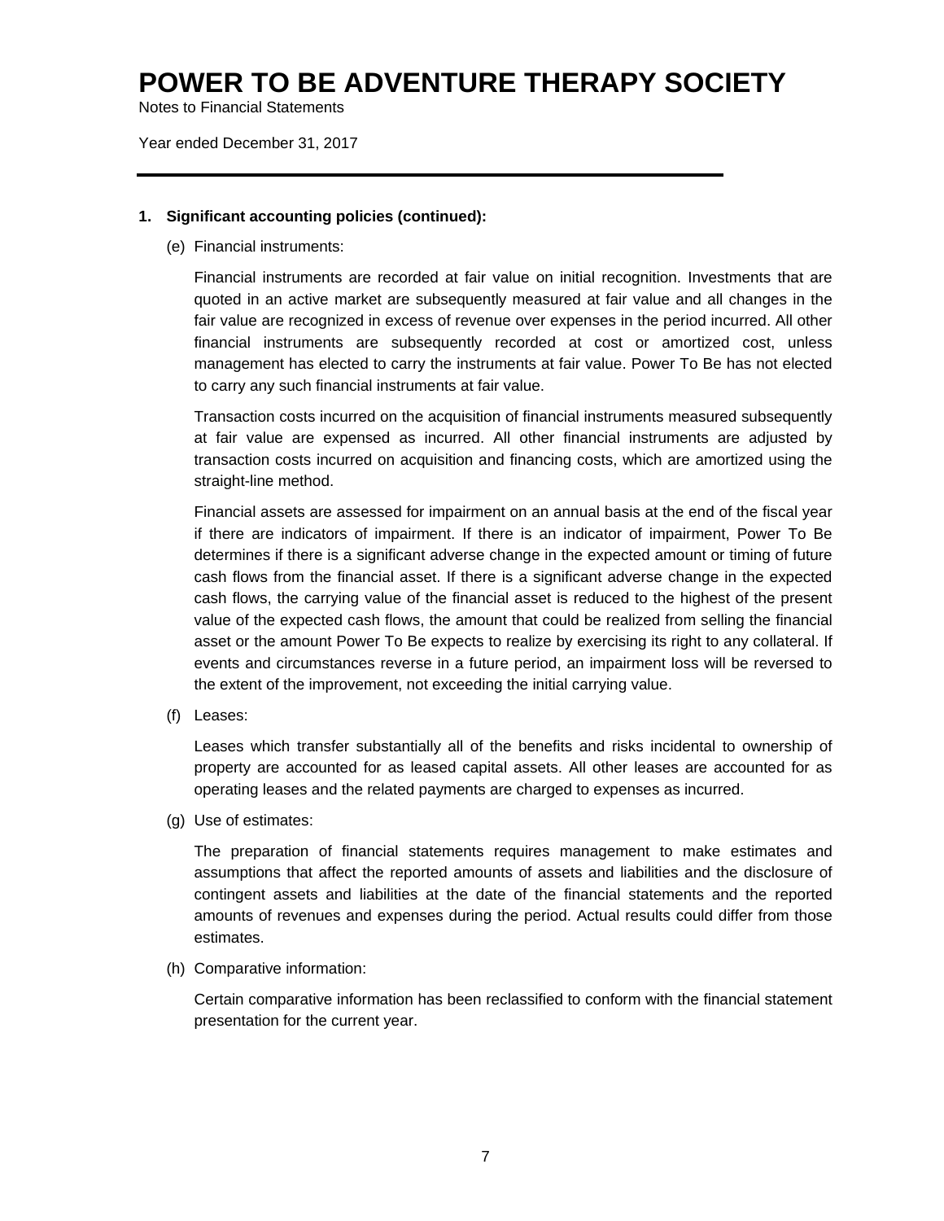# POWER TO BE ADVENTURE THERAPY SOCIETY

Notes to Financial Statements

Year ended December 31, 2017

---

**1. Significant accounting policies (continued):**

(e) Financial instruments:

Financial instruments are recorded at fair value on initial recognition. Investments that are quoted in an active market are subsequently measured at fair value and all changes in the fair value are recognized in excess of revenue over expenses in the period incurred. All other financial instruments are subsequently recorded at cost or amortized cost, unless management has elected to carry the instruments at fair value. Power To Be has not elected to carry any such financial instruments at fair value.

Transaction costs incurred on the acquisition of financial instruments measured subsequently at fair value are expensed as incurred. All other financial instruments are adjusted by transaction costs incurred on acquisition and financing costs, which are amortized using the straight-line method.

Financial assets are assessed for impairment on an annual basis at the end of the fiscal year if there are indicators of impairment. If there is an indicator of impairment, Power To Be determines if there is a significant adverse change in the expected amount or timing of future cash flows from the financial asset. If there is a significant adverse change in the expected cash flows, the carrying value of the financial asset is reduced to the highest of the present value of the expected cash flows, the amount that could be realized from selling the financial asset or the amount Power To Be expects to realize by exercising its right to any collateral. If events and circumstances reverse in a future period, an impairment loss will be reversed to the extent of the improvement, not exceeding the initial carrying value.

(f) Leases:

Leases which transfer substantially all of the benefits and risks incidental to ownership of property are accounted for as leased capital assets. All other leases are accounted for as operating leases and the related payments are charged to expenses as incurred.

(g) Use of estimates:

The preparation of financial statements requires management to make estimates and assumptions that affect the reported amounts of assets and liabilities and the disclosure of contingent assets and liabilities at the date of the financial statements and the reported amounts of revenues and expenses during the period. Actual results could differ from those estimates.

(h) Comparative information:

Certain comparative information has been reclassified to conform with the financial statement presentation for the current year.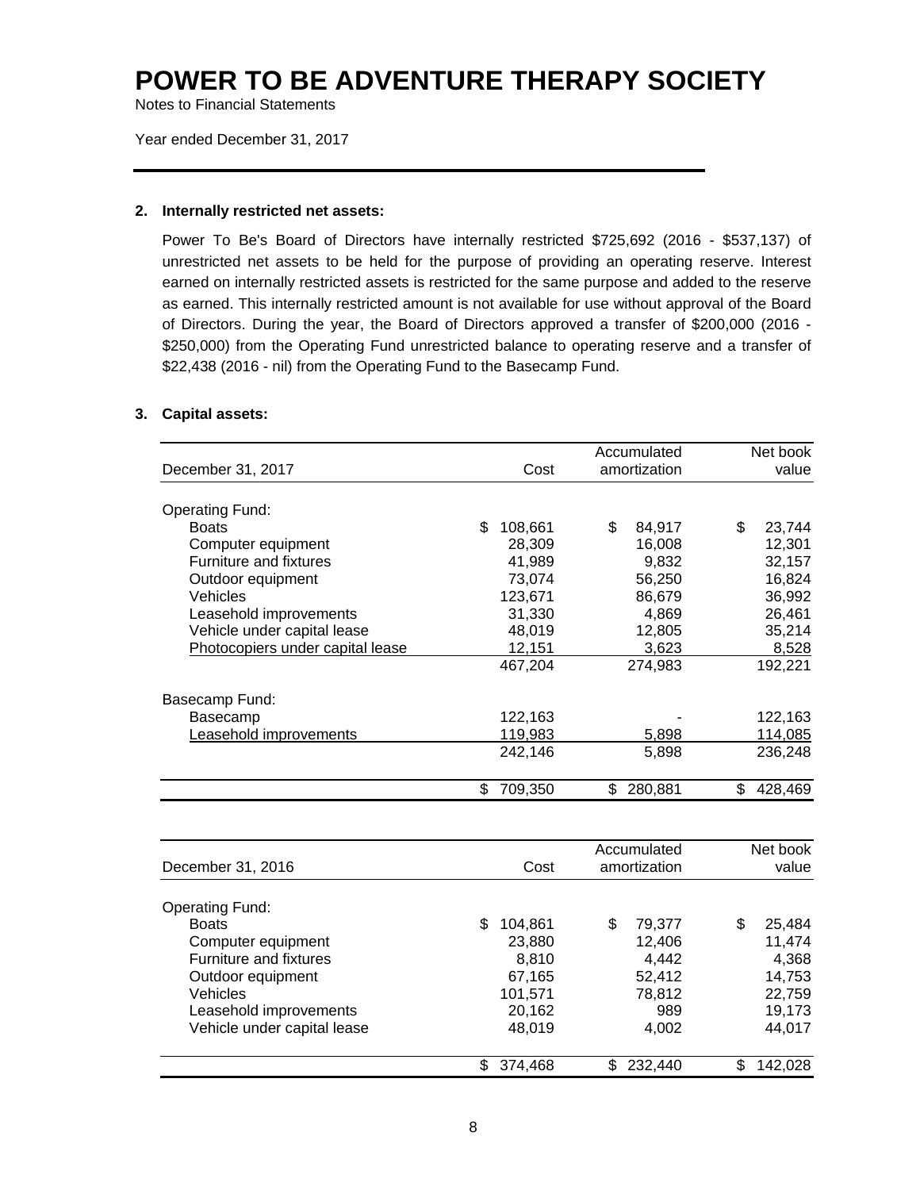# POWER TO BE ADVENTURE THERAPY SOCIETY

Notes to Financial Statements

Year ended December 31, 2017

## 2. Internally restricted net assets:

Power To Be's Board of Directors have internally restricted $725,692 (2016 - $537,137) of unrestricted net assets to be held for the purpose of providing an operating reserve. Interest earned on internally restricted assets is restricted for the same purpose and added to the reserve as earned. This internally restricted amount is not available for use without approval of the Board of Directors. During the year, the Board of Directors approved a transfer of $200,000 (2016 - $250,000) from the Operating Fund unrestricted balance to operating reserve and a transfer of $22,438 (2016 - nil) from the Operating Fund to the Basecamp Fund.

## 3. Capital assets:

| December 31, 2017 | Cost | Accumulated amortization | Net book value |
|---|---|---|---|
| Operating Fund: | | | |
| Boats | $ 108,661 | $ 84,917 | $ 23,744 |
| Computer equipment | 28,309 | 16,008 | 12,301 |
| Furniture and fixtures | 41,989 | 9,832 | 32,157 |
| Outdoor equipment | 73,074 | 56,250 | 16,824 |
| Vehicles | 123,671 | 86,679 | 36,992 |
| Leasehold improvements | 31,330 | 4,869 | 26,461 |
| Vehicle under capital lease | 48,019 | 12,805 | 35,214 |
| Photocopiers under capital lease | 12,151 | 3,623 | 8,528 |
| | 467,204 | 274,983 | 192,221 |
| Basecamp Fund: | | | |
| Basecamp | 122,163 | - | 122,163 |
| Leasehold improvements | 119,983 | 5,898 | 114,085 |
| | 242,146 | 5,898 | 236,248 |
| | $ 709,350 | $ 280,881 | $ 428,469 |

| December 31, 2016 | Cost | Accumulated amortization | Net book value |
|---|---|---|---|
| Operating Fund: | | | |
| Boats | $ 104,861 | $ 79,377 | $ 25,484 |
| Computer equipment | 23,880 | 12,406 | 11,474 |
| Furniture and fixtures | 8,810 | 4,442 | 4,368 |
| Outdoor equipment | 67,165 | 52,412 | 14,753 |
| Vehicles | 101,571 | 78,812 | 22,759 |
| Leasehold improvements | 20,162 | 989 | 19,173 |
| Vehicle under capital lease | 48,019 | 4,002 | 44,017 |
| | $ 374,468 | $ 232,440 | $ 142,028 |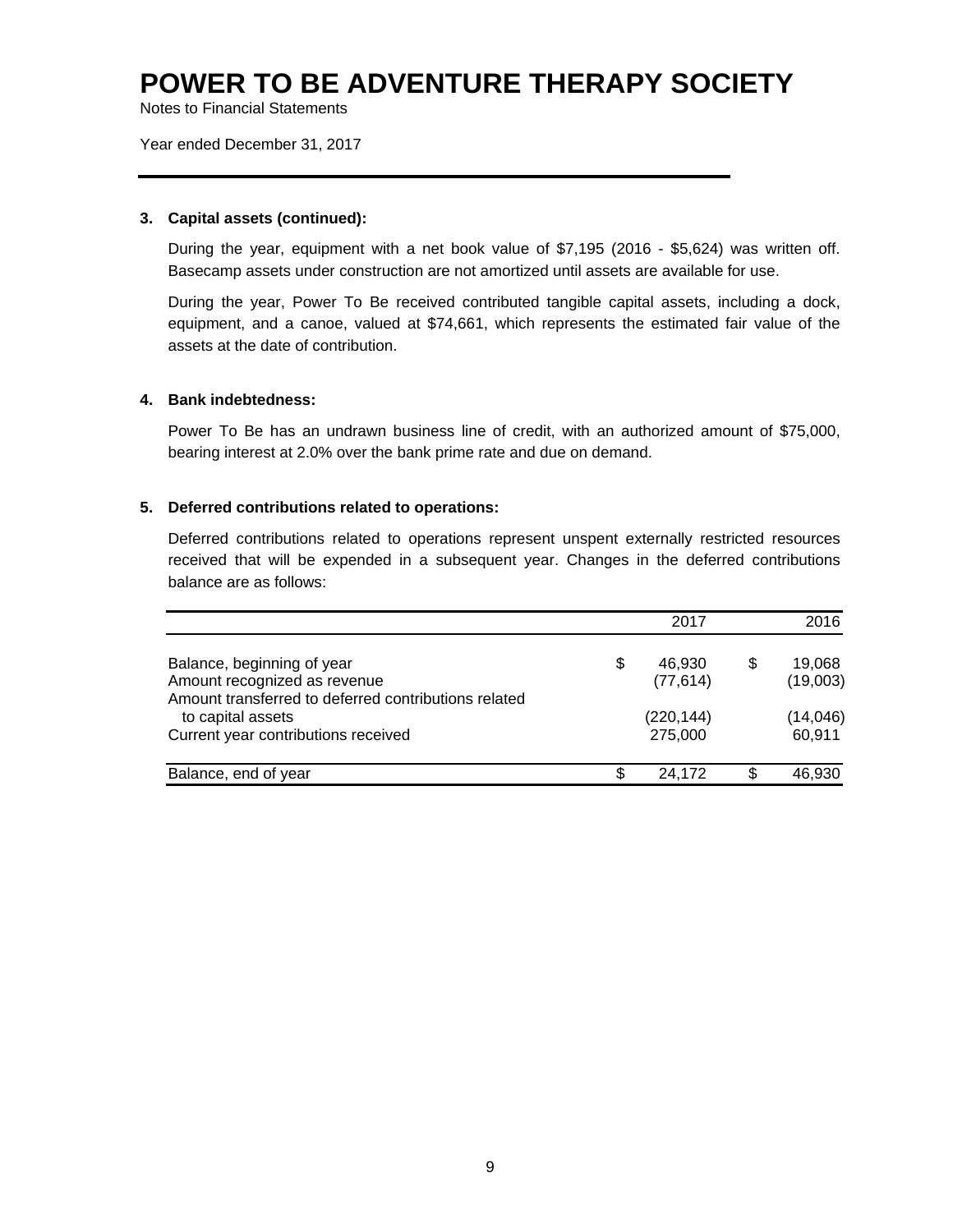# POWER TO BE ADVENTURE THERAPY SOCIETY

Notes to Financial Statements

Year ended December 31, 2017

**3. Capital assets (continued):**

During the year, equipment with a net book value of $7,195 (2016 - $5,624) was written off. Basecamp assets under construction are not amortized until assets are available for use.

During the year, Power To Be received contributed tangible capital assets, including a dock, equipment, and a canoe, valued at $74,661, which represents the estimated fair value of the assets at the date of contribution.

**4. Bank indebtedness:**

Power To Be has an undrawn business line of credit, with an authorized amount of $75,000, bearing interest at 2.0% over the bank prime rate and due on demand.

**5. Deferred contributions related to operations:**

Deferred contributions related to operations represent unspent externally restricted resources received that will be expended in a subsequent year. Changes in the deferred contributions balance are as follows:

| | 2017 | 2016 |
|---|---|---|
| Balance, beginning of year | $ 46,930 | $ 19,068 |
| Amount recognized as revenue | (77,614) | (19,003) |
| Amount transferred to deferred contributions related to capital assets | (220,144) | (14,046) |
| Current year contributions received | 275,000 | 60,911 |
| Balance, end of year | $ 24,172 | $ 46,930 |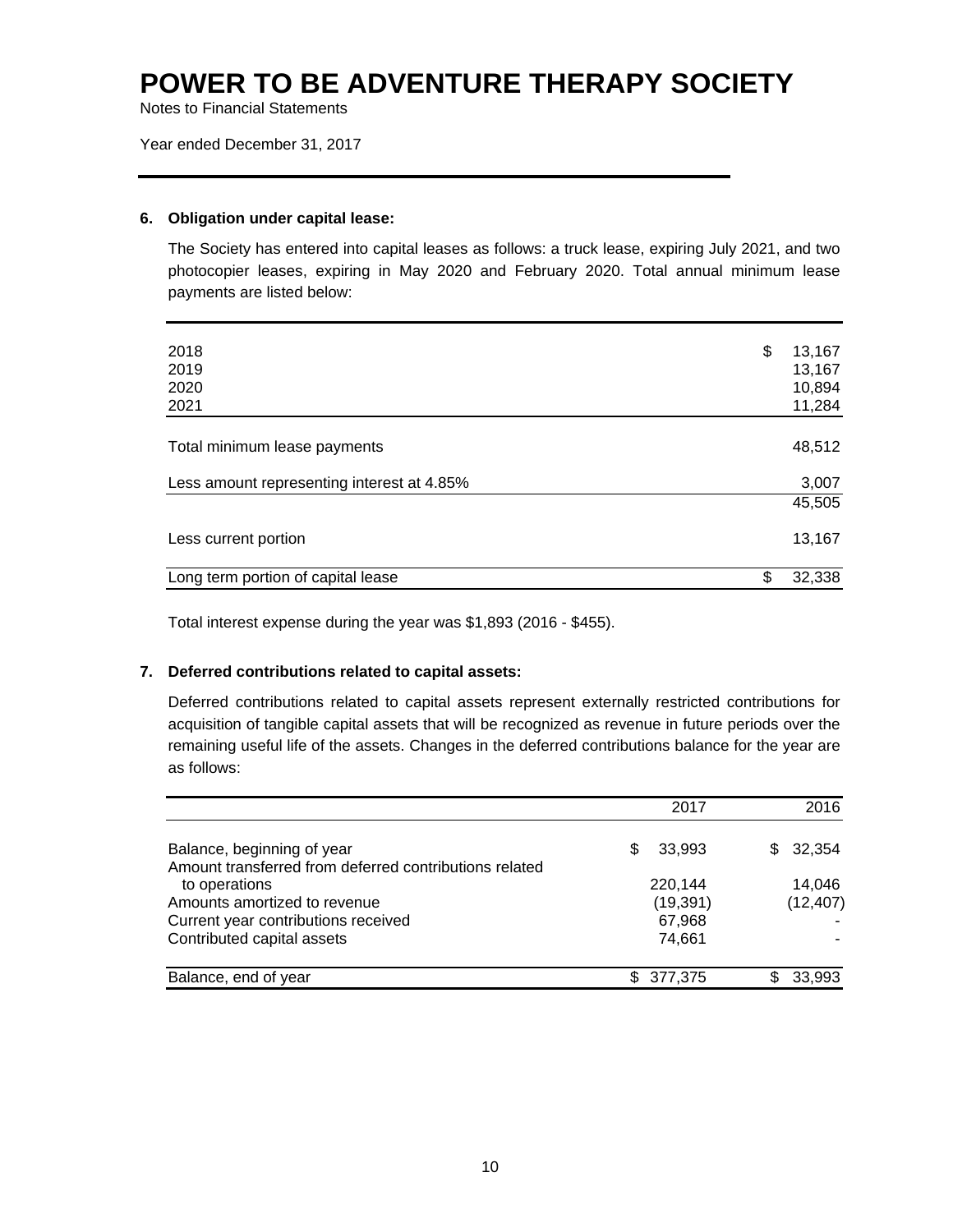# POWER TO BE ADVENTURE THERAPY SOCIETY

Notes to Financial Statements

Year ended December 31, 2017

## 6. Obligation under capital lease:

The Society has entered into capital leases as follows: a truck lease, expiring July 2021, and two photocopier leases, expiring in May 2020 and February 2020. Total annual minimum lease payments are listed below:

| | |
|---|---|
| 2018 | $ 13,167 |
| 2019 | 13,167 |
| 2020 | 10,894 |
| 2021 | 11,284 |
| Total minimum lease payments | 48,512 |
| Less amount representing interest at 4.85% | 3,007 |
| | 45,505 |
| Less current portion | 13,167 |
| Long term portion of capital lease | $ 32,338 |

Total interest expense during the year was $1,893 (2016 - $455).

## 7. Deferred contributions related to capital assets:

Deferred contributions related to capital assets represent externally restricted contributions for acquisition of tangible capital assets that will be recognized as revenue in future periods over the remaining useful life of the assets. Changes in the deferred contributions balance for the year are as follows:

| | 2017 | 2016 |
|---|---|---|
| Balance, beginning of year | $ 33,993 | $ 32,354 |
| Amount transferred from deferred contributions related to operations | 220,144 | 14,046 |
| Amounts amortized to revenue | (19,391) | (12,407) |
| Current year contributions received | 67,968 | - |
| Contributed capital assets | 74,661 | - |
| Balance, end of year | $ 377,375 | $ 33,993 |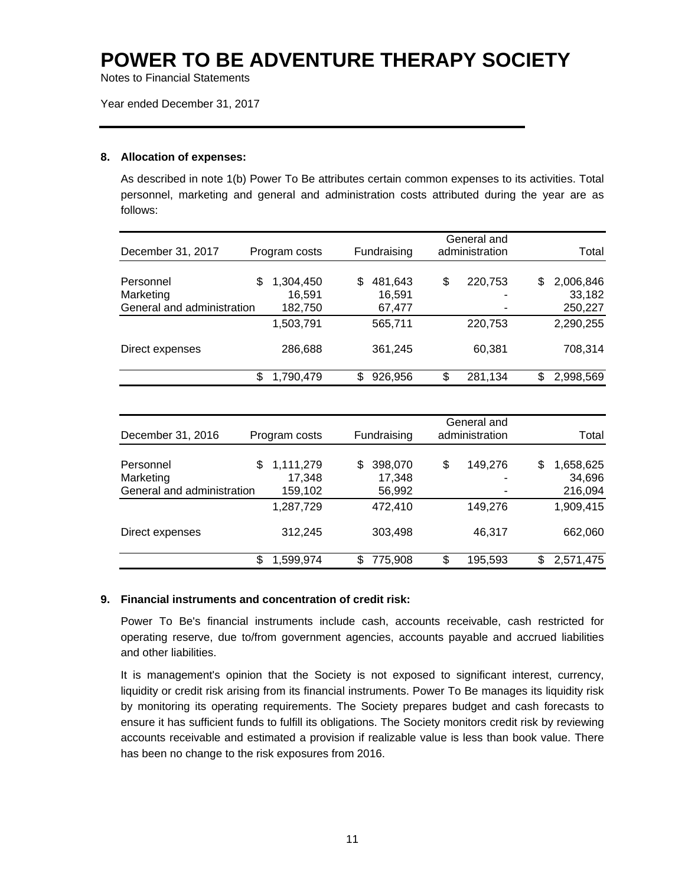# POWER TO BE ADVENTURE THERAPY SOCIETY

Notes to Financial Statements

Year ended December 31, 2017

## 8. Allocation of expenses:

As described in note 1(b) Power To Be attributes certain common expenses to its activities. Total personnel, marketing and general and administration costs attributed during the year are as follows:

| December 31, 2017 | Program costs | Fundraising | General and administration | Total |
|---|---|---|---|---|
| Personnel | $ 1,304,450 | $ 481,643 | $ 220,753 | $ 2,006,846 |
| Marketing | 16,591 | 16,591 | - | 33,182 |
| General and administration | 182,750 | 67,477 | - | 250,227 |
| | 1,503,791 | 565,711 | 220,753 | 2,290,255 |
| Direct expenses | 286,688 | 361,245 | 60,381 | 708,314 |
| | $ 1,790,479 | $ 926,956 | $ 281,134 | $ 2,998,569 |

| December 31, 2016 | Program costs | Fundraising | General and administration | Total |
|---|---|---|---|---|
| Personnel | $ 1,111,279 | $ 398,070 | $ 149,276 | $ 1,658,625 |
| Marketing | 17,348 | 17,348 | - | 34,696 |
| General and administration | 159,102 | 56,992 | - | 216,094 |
| | 1,287,729 | 472,410 | 149,276 | 1,909,415 |
| Direct expenses | 312,245 | 303,498 | 46,317 | 662,060 |
| | $ 1,599,974 | $ 775,908 | $ 195,593 | $ 2,571,475 |

## 9. Financial instruments and concentration of credit risk:

Power To Be's financial instruments include cash, accounts receivable, cash restricted for operating reserve, due to/from government agencies, accounts payable and accrued liabilities and other liabilities.

It is management's opinion that the Society is not exposed to significant interest, currency, liquidity or credit risk arising from its financial instruments. Power To Be manages its liquidity risk by monitoring its operating requirements. The Society prepares budget and cash forecasts to ensure it has sufficient funds to fulfill its obligations. The Society monitors credit risk by reviewing accounts receivable and estimated a provision if realizable value is less than book value. There has been no change to the risk exposures from 2016.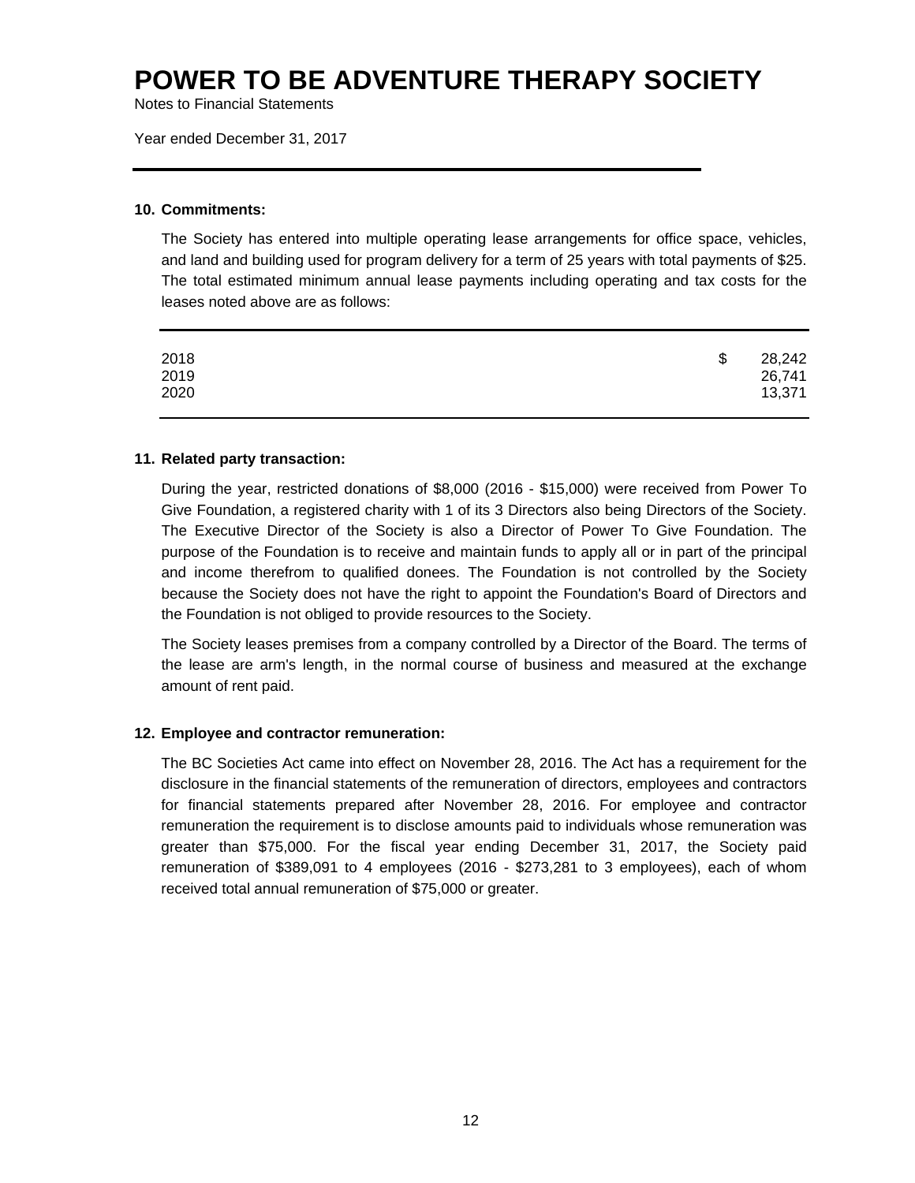# POWER TO BE ADVENTURE THERAPY SOCIETY

Notes to Financial Statements

Year ended December 31, 2017

---

**10. Commitments:**

The Society has entered into multiple operating lease arrangements for office space, vehicles, and land and building used for program delivery for a term of 25 years with total payments of $25. The total estimated minimum annual lease payments including operating and tax costs for the leases noted above are as follows:

| | | |
|---|---|---|
| 2018 | $ | 28,242 |
| 2019 | | 26,741 |
| 2020 | | 13,371 |

**11. Related party transaction:**

During the year, restricted donations of $8,000 (2016 - $15,000) were received from Power To Give Foundation, a registered charity with 1 of its 3 Directors also being Directors of the Society. The Executive Director of the Society is also a Director of Power To Give Foundation. The purpose of the Foundation is to receive and maintain funds to apply all or in part of the principal and income therefrom to qualified donees. The Foundation is not controlled by the Society because the Society does not have the right to appoint the Foundation's Board of Directors and the Foundation is not obliged to provide resources to the Society.

The Society leases premises from a company controlled by a Director of the Board. The terms of the lease are arm's length, in the normal course of business and measured at the exchange amount of rent paid.

**12. Employee and contractor remuneration:**

The BC Societies Act came into effect on November 28, 2016. The Act has a requirement for the disclosure in the financial statements of the remuneration of directors, employees and contractors for financial statements prepared after November 28, 2016. For employee and contractor remuneration the requirement is to disclose amounts paid to individuals whose remuneration was greater than $75,000. For the fiscal year ending December 31, 2017, the Society paid remuneration of $389,091 to 4 employees (2016 - $273,281 to 3 employees), each of whom received total annual remuneration of $75,000 or greater.